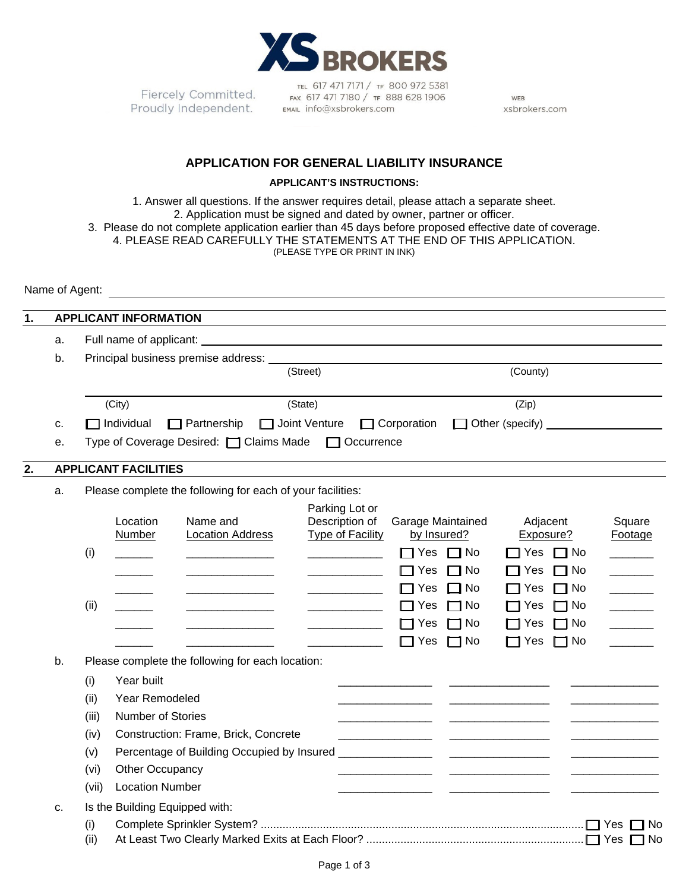**XS BROKERS**

Fiercely Committed.
Proudly Independent.

TEL 617 471 7171 / TF 800 972 5381
FAX 617 471 7180 / TF 888 628 1906
EMAIL info@xsbrokers.com

WEB xsbrokers.com

## APPLICATION FOR GENERAL LIABILITY INSURANCE

**APPLICANT'S INSTRUCTIONS:**

1. Answer all questions. If the answer requires detail, please attach a separate sheet.
2. Application must be signed and dated by owner, partner or officer.
3. Please do not complete application earlier than 45 days before proposed effective date of coverage.
4. PLEASE READ CAREFULLY THE STATEMENTS AT THE END OF THIS APPLICATION.

(PLEASE TYPE OR PRINT IN INK)

Name of Agent: ______________________________

### 1. APPLICANT INFORMATION

a. Full name of applicant: ______________________________

b. Principal business premise address: ______________________________
(Street) (County)

______________________________
(City) (State) (Zip)

c. ☐ Individual ☐ Partnership ☐ Joint Venture ☐ Corporation ☐ Other (specify) ____________

e. Type of Coverage Desired: ☐ Claims Made ☐ Occurrence

### 2. APPLICANT FACILITIES

a. Please complete the following for each of your facilities:

| | Location Number | Name and Location Address | Parking Lot or Description of Type of Facility | Garage Maintained by Insured? | Adjacent Exposure? | Square Footage |
|---|---|---|---|---|---|---|
| (i) | ______ | ______________ | ____________ | ☐ Yes ☐ No | ☐ Yes ☐ No | _______ |
| | ______ | ______________ | ____________ | ☐ Yes ☐ No | ☐ Yes ☐ No | _______ |
| | ______ | ______________ | ____________ | ☐ Yes ☐ No | ☐ Yes ☐ No | _______ |
| (ii) | ______ | ______________ | ____________ | ☐ Yes ☐ No | ☐ Yes ☐ No | _______ |
| | ______ | ______________ | ____________ | ☐ Yes ☐ No | ☐ Yes ☐ No | _______ |
| | ______ | ______________ | ____________ | ☐ Yes ☐ No | ☐ Yes ☐ No | _______ |

b. Please complete the following for each location:

| | | | | |
|---|---|---|---|---|
| (i) | Year built | ______________ | ______________ | ______________ |
| (ii) | Year Remodeled | ______________ | ______________ | ______________ |
| (iii) | Number of Stories | ______________ | ______________ | ______________ |
| (iv) | Construction: Frame, Brick, Concrete | ______________ | ______________ | ______________ |
| (v) | Percentage of Building Occupied by Insured | ______________ | ______________ | ______________ |
| (vi) | Other Occupancy | ______________ | ______________ | ______________ |
| (vii) | Location Number | ______________ | ______________ | ______________ |

c. Is the Building Equipped with:

(i) Complete Sprinkler System? ........................................ ☐ Yes ☐ No

(ii) At Least Two Clearly Marked Exits at Each Floor? ........................................ ☐ Yes ☐ No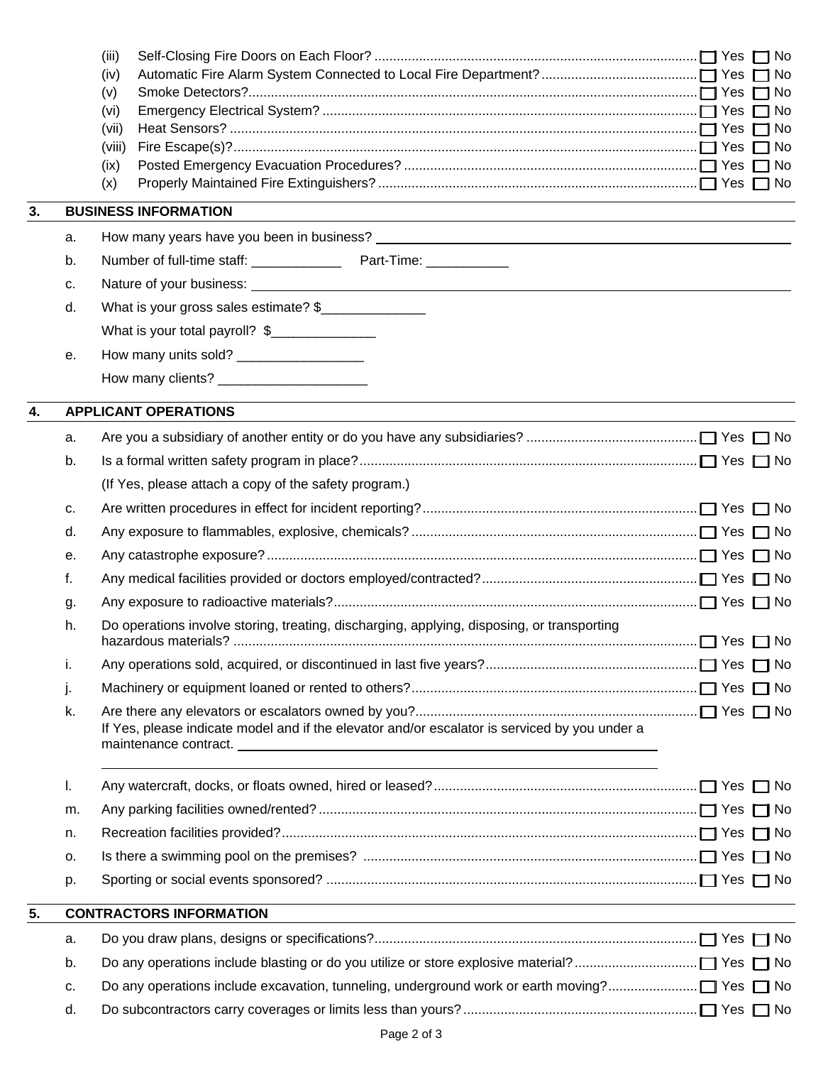(iii) Self-Closing Fire Doors on Each Floor? ☐ Yes ☐ No

(iv) Automatic Fire Alarm System Connected to Local Fire Department? ☐ Yes ☐ No

(v) Smoke Detectors? ☐ Yes ☐ No

(vi) Emergency Electrical System? ☐ Yes ☐ No

(vii) Heat Sensors? ☐ Yes ☐ No

(viii) Fire Escape(s)? ☐ Yes ☐ No

(ix) Posted Emergency Evacuation Procedures? ☐ Yes ☐ No

(x) Properly Maintained Fire Extinguishers? ☐ Yes ☐ No

## 3. BUSINESS INFORMATION

a. How many years have you been in business? ____________________

b. Number of full-time staff: ____________ Part-Time: ___________

c. Nature of your business: ____________________

d. What is your gross sales estimate? $______________

What is your total payroll? $______________

e. How many units sold? _________________

How many clients? ____________________

## 4. APPLICANT OPERATIONS

a. Are you a subsidiary of another entity or do you have any subsidiaries? ☐ Yes ☐ No

b. Is a formal written safety program in place? ☐ Yes ☐ No

(If Yes, please attach a copy of the safety program.)

c. Are written procedures in effect for incident reporting? ☐ Yes ☐ No

d. Any exposure to flammables, explosive, chemicals? ☐ Yes ☐ No

e. Any catastrophe exposure? ☐ Yes ☐ No

f. Any medical facilities provided or doctors employed/contracted? ☐ Yes ☐ No

g. Any exposure to radioactive materials? ☐ Yes ☐ No

h. Do operations involve storing, treating, discharging, applying, disposing, or transporting hazardous materials? ☐ Yes ☐ No

i. Any operations sold, acquired, or discontinued in last five years? ☐ Yes ☐ No

j. Machinery or equipment loaned or rented to others? ☐ Yes ☐ No

k. Are there any elevators or escalators owned by you? ☐ Yes ☐ No

If Yes, please indicate model and if the elevator and/or escalator is serviced by you under a maintenance contract. ____________________

____________________

l. Any watercraft, docks, or floats owned, hired or leased? ☐ Yes ☐ No

m. Any parking facilities owned/rented? ☐ Yes ☐ No

n. Recreation facilities provided? ☐ Yes ☐ No

o. Is there a swimming pool on the premises? ☐ Yes ☐ No

p. Sporting or social events sponsored? ☐ Yes ☐ No

## 5. CONTRACTORS INFORMATION

a. Do you draw plans, designs or specifications? ☐ Yes ☐ No

b. Do any operations include blasting or do you utilize or store explosive material? ☐ Yes ☐ No

c. Do any operations include excavation, tunneling, underground work or earth moving? ☐ Yes ☐ No

d. Do subcontractors carry coverages or limits less than yours? ☐ Yes ☐ No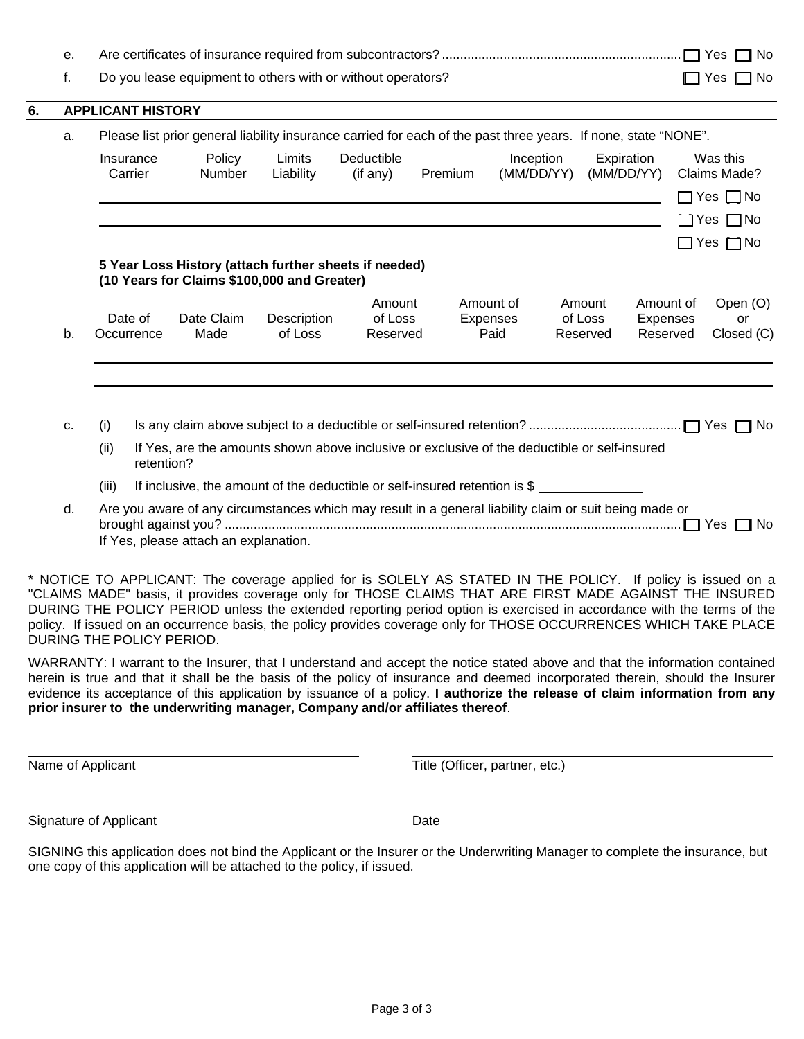e. Are certificates of insurance required from subcontractors? ☐ Yes ☐ No

f. Do you lease equipment to others with or without operators? ☐ Yes ☐ No

## 6. APPLICANT HISTORY

a. Please list prior general liability insurance carried for each of the past three years. If none, state "NONE".

| Insurance Carrier | Policy Number | Limits Liability | Deductible (if any) | Premium | Inception (MM/DD/YY) | Expiration (MM/DD/YY) | Was this Claims Made? |
|---|---|---|---|---|---|---|---|
| | | | | | | | ☐ Yes ☐ No |
| | | | | | | | ☐ Yes ☐ No |
| | | | | | | | ☐ Yes ☐ No |

**5 Year Loss History (attach further sheets if needed)**
**(10 Years for Claims $100,000 and Greater)**

b.

| Date of Occurrence | Date Claim Made | Description of Loss | Amount of Loss Reserved | Amount of Expenses Paid | Amount of Loss Reserved | Amount of Expenses Reserved | Open (O) or Closed (C) |
|---|---|---|---|---|---|---|---|
| | | | | | | | |
| | | | | | | | |
| | | | | | | | |

c. (i) Is any claim above subject to a deductible or self-insured retention? ☐ Yes ☐ No

(ii) If Yes, are the amounts shown above inclusive or exclusive of the deductible or self-insured retention? ______________________

(iii) If inclusive, the amount of the deductible or self-insured retention is $ ____________

d. Are you aware of any circumstances which may result in a general liability claim or suit being made or brought against you? ☐ Yes ☐ No
If Yes, please attach an explanation.

* NOTICE TO APPLICANT: The coverage applied for is SOLELY AS STATED IN THE POLICY. If policy is issued on a "CLAIMS MADE" basis, it provides coverage only for THOSE CLAIMS THAT ARE FIRST MADE AGAINST THE INSURED DURING THE POLICY PERIOD unless the extended reporting period option is exercised in accordance with the terms of the policy. If issued on an occurrence basis, the policy provides coverage only for THOSE OCCURRENCES WHICH TAKE PLACE DURING THE POLICY PERIOD.

WARRANTY: I warrant to the Insurer, that I understand and accept the notice stated above and that the information contained herein is true and that it shall be the basis of the policy of insurance and deemed incorporated therein, should the Insurer evidence its acceptance of this application by issuance of a policy. **I authorize the release of claim information from any prior insurer to the underwriting manager, Company and/or affiliates thereof**.

______________________ Name of Applicant

______________________ Title (Officer, partner, etc.)

______________________ Signature of Applicant

______________________ Date

SIGNING this application does not bind the Applicant or the Insurer or the Underwriting Manager to complete the insurance, but one copy of this application will be attached to the policy, if issued.